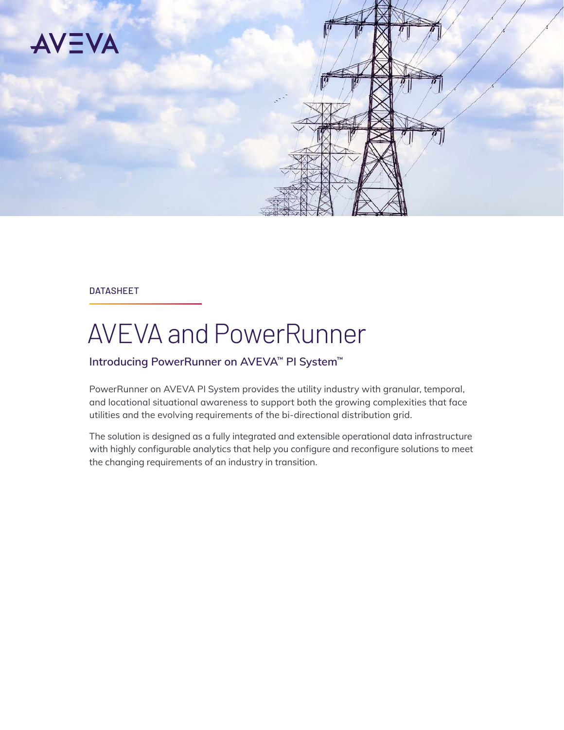AVEVA

DATASHEET

# AVEVA and PowerRunner

## Introducing PowerRunner on AVEVA™ PI System™

PowerRunner on AVEVA PI System provides the utility industry with granular, temporal, and locational situational awareness to support both the growing complexities that face utilities and the evolving requirements of the bi-directional distribution grid.

The solution is designed as a fully integrated and extensible operational data infrastructure with highly configurable analytics that help you configure and reconfigure solutions to meet the changing requirements of an industry in transition.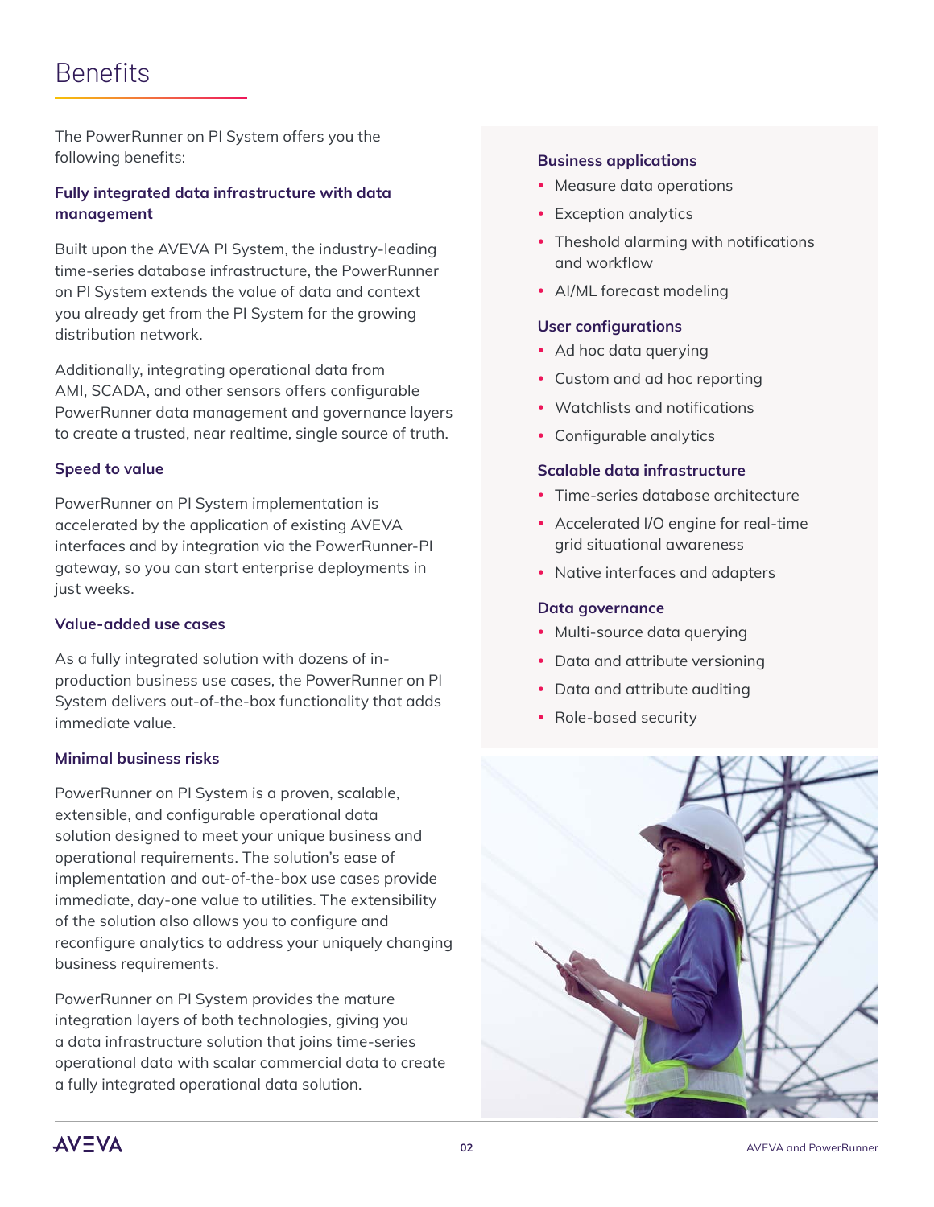# Benefits

The PowerRunner on PI System offers you the following benefits:

### Fully integrated data infrastructure with data management

Built upon the AVEVA PI System, the industry-leading time-series database infrastructure, the PowerRunner on PI System extends the value of data and context you already get from the PI System for the growing distribution network.

Additionally, integrating operational data from AMI, SCADA, and other sensors offers configurable PowerRunner data management and governance layers to create a trusted, near realtime, single source of truth.

### Speed to value

PowerRunner on PI System implementation is accelerated by the application of existing AVEVA interfaces and by integration via the PowerRunner-PI gateway, so you can start enterprise deployments in just weeks.

### Value-added use cases

As a fully integrated solution with dozens of in-production business use cases, the PowerRunner on PI System delivers out-of-the-box functionality that adds immediate value.

### Minimal business risks

PowerRunner on PI System is a proven, scalable, extensible, and configurable operational data solution designed to meet your unique business and operational requirements. The solution's ease of implementation and out-of-the-box use cases provide immediate, day-one value to utilities. The extensibility of the solution also allows you to configure and reconfigure analytics to address your uniquely changing business requirements.

PowerRunner on PI System provides the mature integration layers of both technologies, giving you a data infrastructure solution that joins time-series operational data with scalar commercial data to create a fully integrated operational data solution.

### Business applications

- Measure data operations
- Exception analytics
- Theshold alarming with notifications and workflow
- AI/ML forecast modeling

### User configurations

- Ad hoc data querying
- Custom and ad hoc reporting
- Watchlists and notifications
- Configurable analytics

### Scalable data infrastructure

- Time-series database architecture
- Accelerated I/O engine for real-time grid situational awareness
- Native interfaces and adapters

### Data governance

- Multi-source data querying
- Data and attribute versioning
- Data and attribute auditing
- Role-based security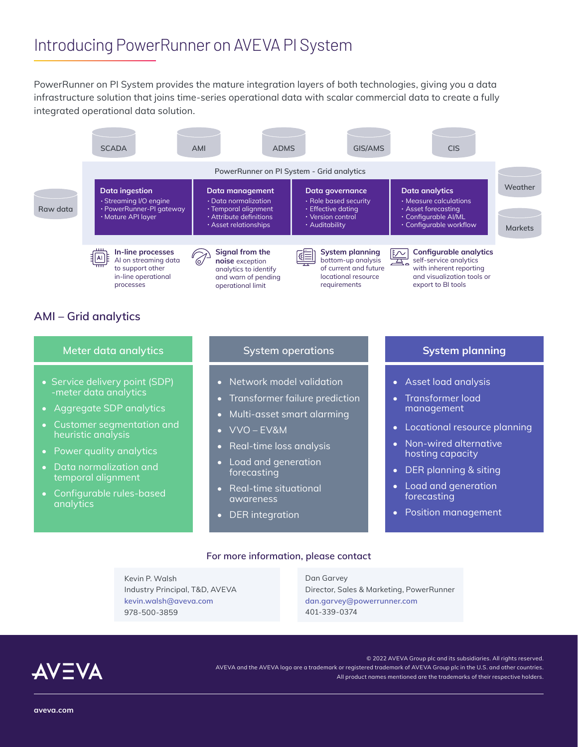# Introducing PowerRunner on AVEVA PI System

PowerRunner on PI System provides the mature integration layers of both technologies, giving you a data infrastructure solution that joins time-series operational data with scalar commercial data to create a fully integrated operational data solution.

SCADA

AMI

ADMS

GIS/AMS

CIS

Raw data

PowerRunner on PI System - Grid analytics

**Data ingestion**
- Streaming I/O engine
- PowerRunner-PI gateway
- Mature API layer

**Data management**
- Data normalization
- Temporal alignment
- Attribute definitions
- Asset relationships

**Data governance**
- Role based security
- Effective dating
- Version control
- Auditability

**Data analytics**
- Measure calculations
- Asset forecasting
- Configurable AI/ML
- Configurable workflow

Weather

Markets

**In-line processes** AI on streaming data to support other in-line operational processes

**Signal from the noise** exception analytics to identify and warn of pending operational limit

**System planning** bottom-up analysis of current and future locational resource requirements

**Configurable analytics** self-service analytics with inherent reporting and visualization tools or export to BI tools

## AMI – Grid analytics

### Meter data analytics

- Service delivery point (SDP) -meter data analytics
- Aggregate SDP analytics
- Customer segmentation and heuristic analysis
- Power quality analytics
- Data normalization and temporal alignment
- Configurable rules-based analytics

### System operations

- Network model validation
- Transformer failure prediction
- Multi-asset smart alarming
- VVO – EV&M
- Real-time loss analysis
- Load and generation forecasting
- Real-time situational awareness
- DER integration

### System planning

- Asset load analysis
- Transformer load management
- Locational resource planning
- Non-wired alternative hosting capacity
- DER planning & siting
- Load and generation forecasting
- Position management

### For more information, please contact

Kevin P. Walsh
Industry Principal, T&D, AVEVA
kevin.walsh@aveva.com
978-500-3859

Dan Garvey
Director, Sales & Marketing, PowerRunner
dan.garvey@powerrunner.com
401-339-0374

AVEVA

© 2022 AVEVA Group plc and its subsidiaries. All rights reserved.
AVEVA and the AVEVA logo are a trademark or registered trademark of AVEVA Group plc in the U.S. and other countries.
All product names mentioned are the trademarks of their respective holders.

aveva.com